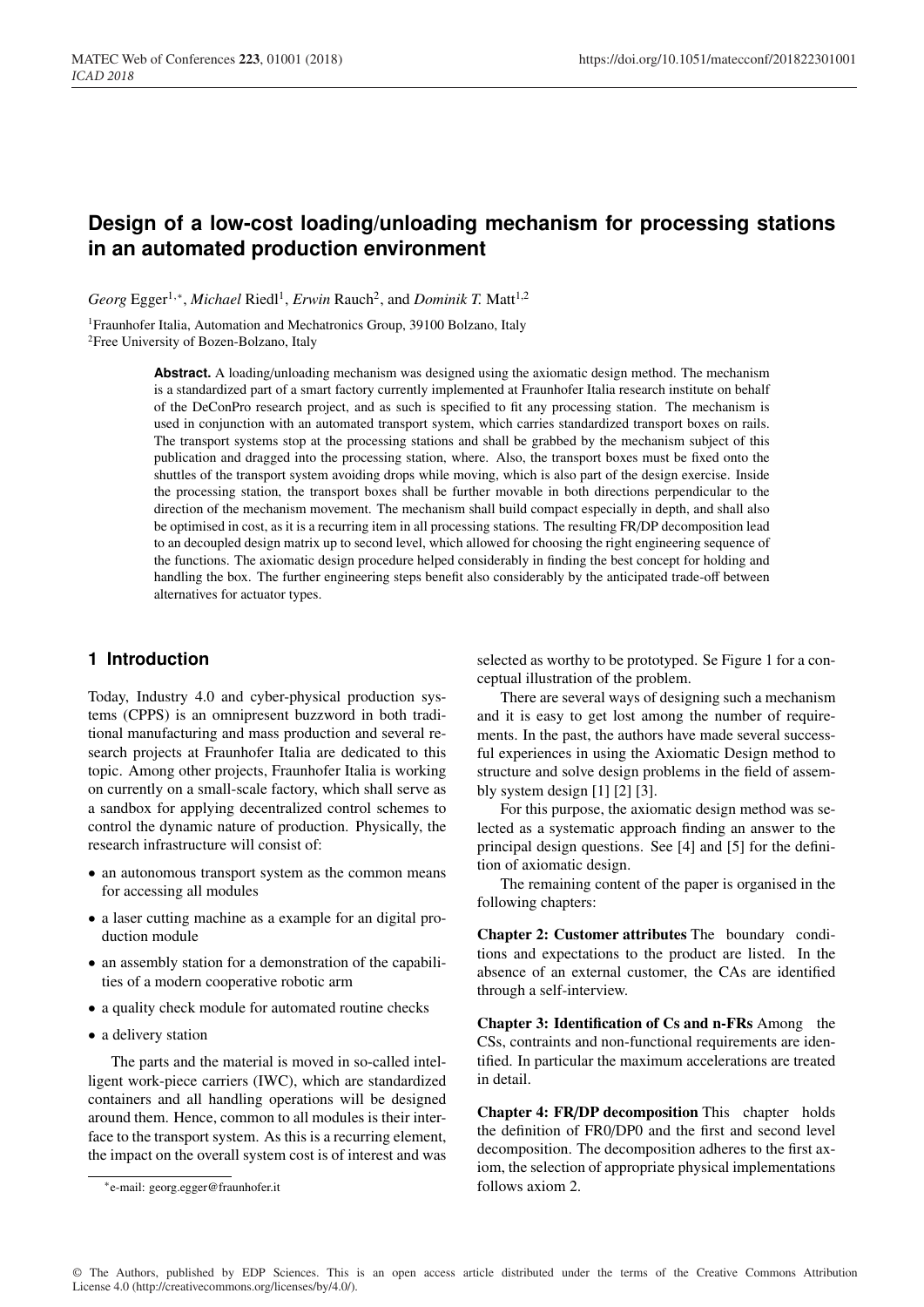# Design of a low-cost loading/unloading mechanism for processing stations in an automated production environment

*Georg* Egger[1,*], *Michael* Riedl[1], *Erwin* Rauch[2], and *Dominik T.* Matt[1,2]

[1]Fraunhofer Italia, Automation and Mechatronics Group, 39100 Bolzano, Italy
[2]Free University of Bozen-Bolzano, Italy

**Abstract.** A loading/unloading mechanism was designed using the axiomatic design method. The mechanism is a standardized part of a smart factory currently implemented at Fraunhofer Italia research institute on behalf of the DeConPro research project, and as such is specified to fit any processing station. The mechanism is used in conjunction with an automated transport system, which carries standardized transport boxes on rails. The transport systems stop at the processing stations and shall be grabbed by the mechanism subject of this publication and dragged into the processing station, where. Also, the transport boxes must be fixed onto the shuttles of the transport system avoiding drops while moving, which is also part of the design exercise. Inside the processing station, the transport boxes shall be further movable in both directions perpendicular to the direction of the mechanism movement. The mechanism shall build compact especially in depth, and shall also be optimised in cost, as it is a recurring item in all processing stations. The resulting FR/DP decomposition lead to an decoupled design matrix up to second level, which allowed for choosing the right engineering sequence of the functions. The axiomatic design procedure helped considerably in finding the best concept for holding and handling the box. The further engineering steps benefit also considerably by the anticipated trade-off between alternatives for actuator types.

## 1 Introduction

Today, Industry 4.0 and cyber-physical production systems (CPPS) is an omnipresent buzzword in both traditional manufacturing and mass production and several research projects at Fraunhofer Italia are dedicated to this topic. Among other projects, Fraunhofer Italia is working on currently on a small-scale factory, which shall serve as a sandbox for applying decentralized control schemes to control the dynamic nature of production. Physically, the research infrastructure will consist of:

- an autonomous transport system as the common means for accessing all modules
- a laser cutting machine as a example for an digital production module
- an assembly station for a demonstration of the capabilities of a modern cooperative robotic arm
- a quality check module for automated routine checks
- a delivery station

The parts and the material is moved in so-called intelligent work-piece carriers (IWC), which are standardized containers and all handling operations will be designed around them. Hence, common to all modules is their interface to the transport system. As this is a recurring element, the impact on the overall system cost is of interest and was selected as worthy to be prototyped. Se Figure 1 for a conceptual illustration of the problem.

There are several ways of designing such a mechanism and it is easy to get lost among the number of requirements. In the past, the authors have made several successful experiences in using the Axiomatic Design method to structure and solve design problems in the field of assembly system design [1] [2] [3].

For this purpose, the axiomatic design method was selected as a systematic approach finding an answer to the principal design questions. See [4] and [5] for the definition of axiomatic design.

The remaining content of the paper is organised in the following chapters:

**Chapter 2: Customer attributes** The boundary conditions and expectations to the product are listed. In the absence of an external customer, the CAs are identified through a self-interview.

**Chapter 3: Identification of Cs and n-FRs** Among the CSs, contraints and non-functional requirements are identified. In particular the maximum accelerations are treated in detail.

**Chapter 4: FR/DP decomposition** This chapter holds the definition of FR0/DP0 and the first and second level decomposition. The decomposition adheres to the first axiom, the selection of appropriate physical implementations follows axiom 2.

*e-mail: georg.egger@fraunhofer.it

© The Authors, published by EDP Sciences. This is an open access article distributed under the terms of the Creative Commons Attribution License 4.0 (http://creativecommons.org/licenses/by/4.0/).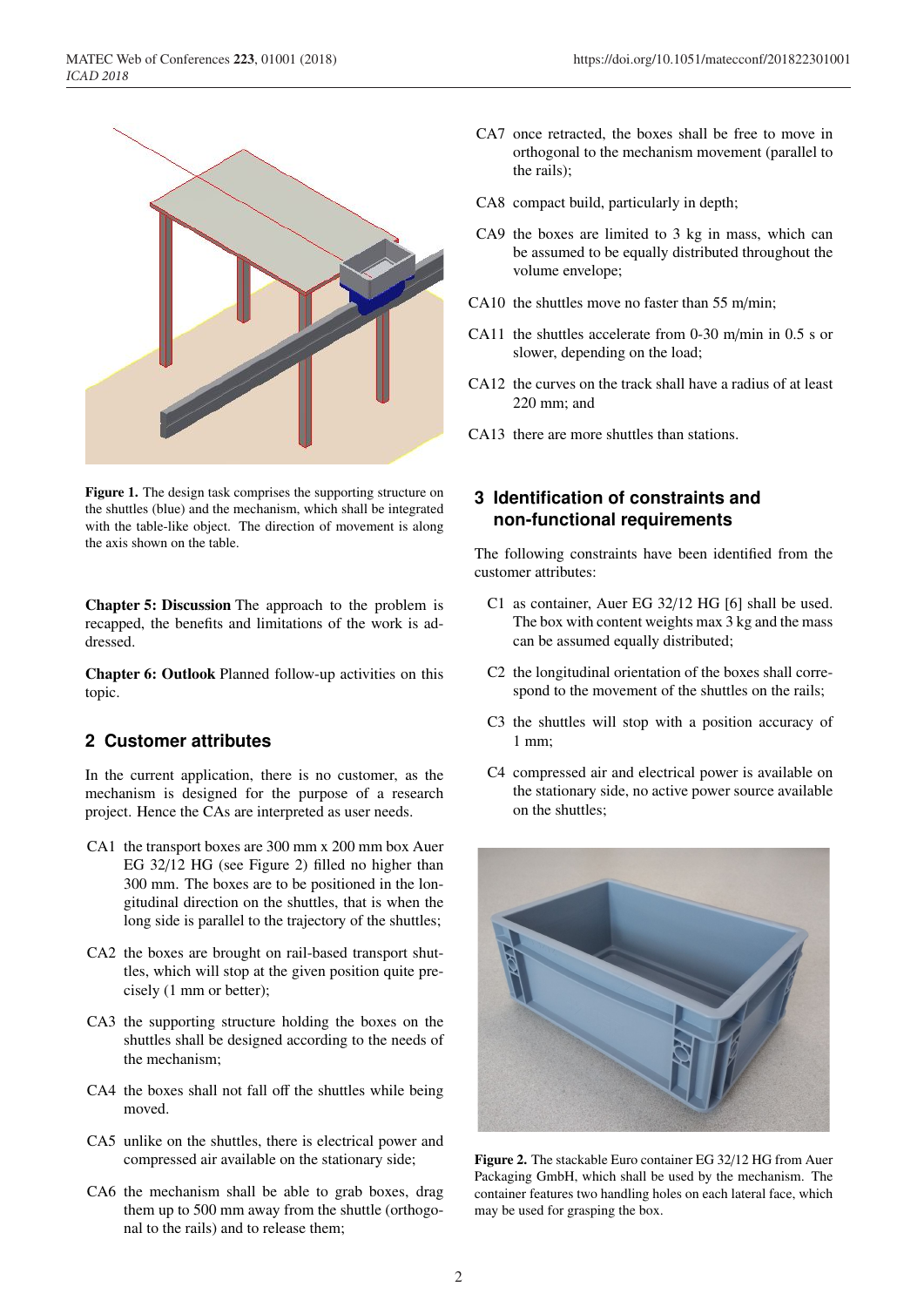Figure 1. The design task comprises the supporting structure on the shuttles (blue) and the mechanism, which shall be integrated with the table-like object. The direction of movement is along the axis shown on the table.

**Chapter 5: Discussion** The approach to the problem is recapped, the benefits and limitations of the work is addressed.

**Chapter 6: Outlook** Planned follow-up activities on this topic.

## 2 Customer attributes

In the current application, there is no customer, as the mechanism is designed for the purpose of a research project. Hence the CAs are interpreted as user needs.

- CA1 the transport boxes are 300 mm x 200 mm box Auer EG 32/12 HG (see Figure 2) filled no higher than 300 mm. The boxes are to be positioned in the longitudinal direction on the shuttles, that is when the long side is parallel to the trajectory of the shuttles;
- CA2 the boxes are brought on rail-based transport shuttles, which will stop at the given position quite precisely (1 mm or better);
- CA3 the supporting structure holding the boxes on the shuttles shall be designed according to the needs of the mechanism;
- CA4 the boxes shall not fall off the shuttles while being moved.
- CA5 unlike on the shuttles, there is electrical power and compressed air available on the stationary side;
- CA6 the mechanism shall be able to grab boxes, drag them up to 500 mm away from the shuttle (orthogonal to the rails) and to release them;
- CA7 once retracted, the boxes shall be free to move in orthogonal to the mechanism movement (parallel to the rails);
- CA8 compact build, particularly in depth;
- CA9 the boxes are limited to 3 kg in mass, which can be assumed to be equally distributed throughout the volume envelope;
- CA10 the shuttles move no faster than 55 m/min;
- CA11 the shuttles accelerate from 0-30 m/min in 0.5 s or slower, depending on the load;
- CA12 the curves on the track shall have a radius of at least 220 mm; and
- CA13 there are more shuttles than stations.

## 3 Identification of constraints and non-functional requirements

The following constraints have been identified from the customer attributes:

- C1 as container, Auer EG 32/12 HG [6] shall be used. The box with content weights max 3 kg and the mass can be assumed equally distributed;
- C2 the longitudinal orientation of the boxes shall correspond to the movement of the shuttles on the rails;
- C3 the shuttles will stop with a position accuracy of 1 mm;
- C4 compressed air and electrical power is available on the stationary side, no active power source available on the shuttles;

Figure 2. The stackable Euro container EG 32/12 HG from Auer Packaging GmbH, which shall be used by the mechanism. The container features two handling holes on each lateral face, which may be used for grasping the box.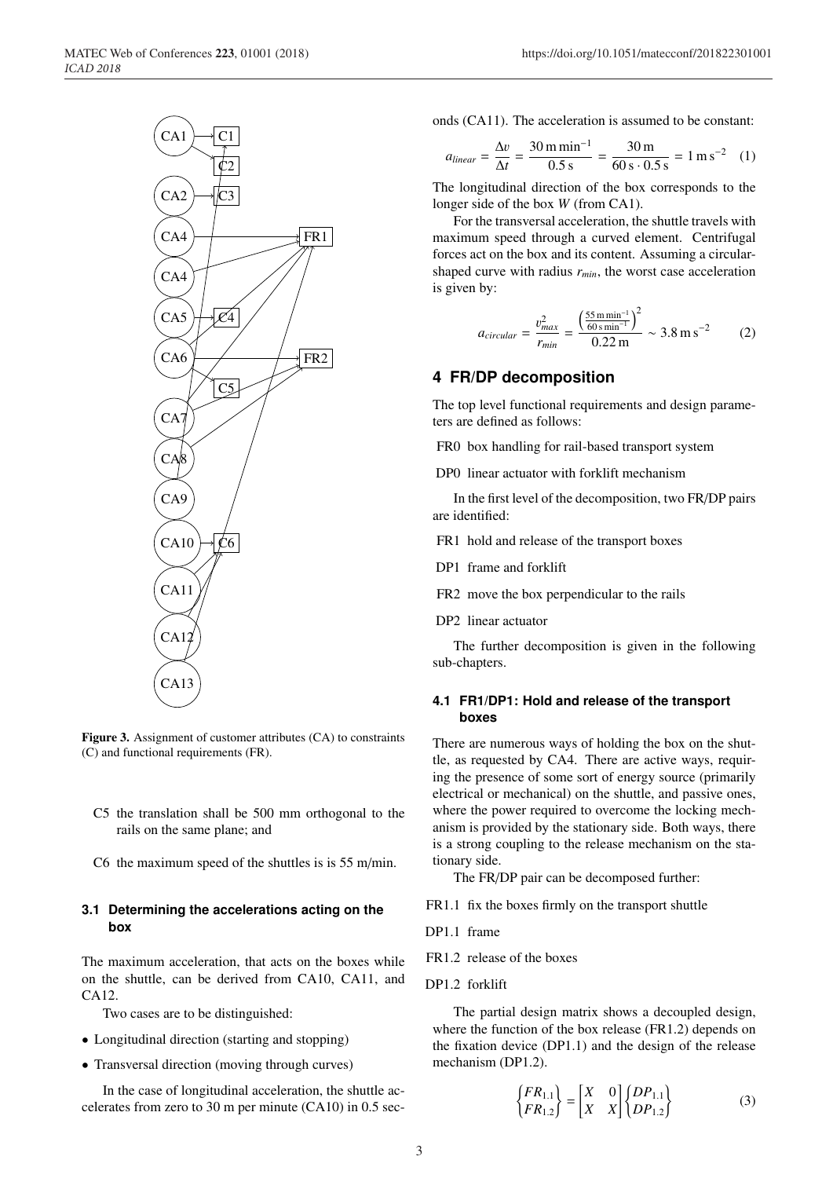Figure 3. Assignment of customer attributes (CA) to constraints (C) and functional requirements (FR).

C5 the translation shall be 500 mm orthogonal to the rails on the same plane; and

C6 the maximum speed of the shuttles is is 55 m/min.

### 3.1 Determining the accelerations acting on the box

The maximum acceleration, that acts on the boxes while on the shuttle, can be derived from CA10, CA11, and CA12.

Two cases are to be distinguished:

- Longitudinal direction (starting and stopping)
- Transversal direction (moving through curves)

In the case of longitudinal acceleration, the shuttle accelerates from zero to 30 m per minute (CA10) in 0.5 seconds (CA11). The acceleration is assumed to be constant:

$$a_{linear} = \frac{\Delta v}{\Delta t} = \frac{30\,\text{m}\,\text{min}^{-1}}{0.5\,\text{s}} = \frac{30\,\text{m}}{60\,\text{s} \cdot 0.5\,\text{s}} = 1\,\text{m}\,\text{s}^{-2} \quad (1)$$

The longitudinal direction of the box corresponds to the longer side of the box $W$ (from CA1).

For the transversal acceleration, the shuttle travels with maximum speed through a curved element. Centrifugal forces act on the box and its content. Assuming a circular-shaped curve with radius $r_{min}$, the worst case acceleration is given by:

$$a_{circular} = \frac{v_{max}^2}{r_{min}} = \frac{\left(\frac{55\,\text{m}\,\text{min}^{-1}}{60\,\text{s}\,\text{min}^{-1}}\right)^2}{0.22\,\text{m}} \sim 3.8\,\text{m}\,\text{s}^{-2} \quad (2)$$

## 4 FR/DP decomposition

The top level functional requirements and design parameters are defined as follows:

FR0 box handling for rail-based transport system

DP0 linear actuator with forklift mechanism

In the first level of the decomposition, two FR/DP pairs are identified:

FR1 hold and release of the transport boxes

DP1 frame and forklift

FR2 move the box perpendicular to the rails

DP2 linear actuator

The further decomposition is given in the following sub-chapters.

### 4.1 FR1/DP1: Hold and release of the transport boxes

There are numerous ways of holding the box on the shuttle, as requested by CA4. There are active ways, requiring the presence of some sort of energy source (primarily electrical or mechanical) on the shuttle, and passive ones, where the power required to overcome the locking mechanism is provided by the stationary side. Both ways, there is a strong coupling to the release mechanism on the stationary side.

The FR/DP pair can be decomposed further:

FR1.1 fix the boxes firmly on the transport shuttle

DP1.1 frame

FR1.2 release of the boxes

DP1.2 forklift

The partial design matrix shows a decoupled design, where the function of the box release (FR1.2) depends on the fixation device (DP1.1) and the design of the release mechanism (DP1.2).

$$\begin{Bmatrix} FR_{1.1} \\ FR_{1.2} \end{Bmatrix} = \begin{bmatrix} X & 0 \\ X & X \end{bmatrix} \begin{Bmatrix} DP_{1.1} \\ DP_{1.2} \end{Bmatrix} \quad (3)$$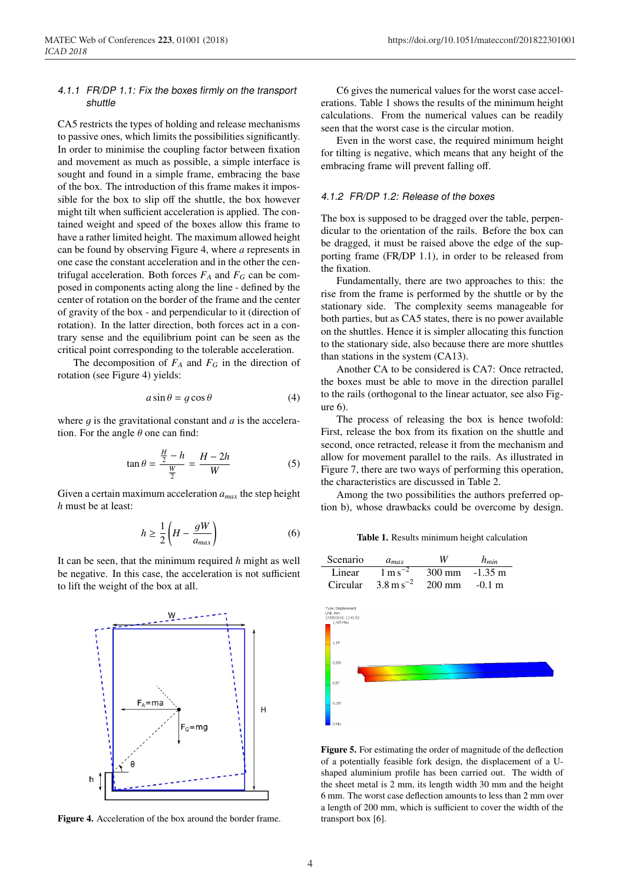#### 4.1.1 FR/DP 1.1: Fix the boxes firmly on the transport shuttle

CA5 restricts the types of holding and release mechanisms to passive ones, which limits the possibilities significantly. In order to minimise the coupling factor between fixation and movement as much as possible, a simple interface is sought and found in a simple frame, embracing the base of the box. The introduction of this frame makes it impossible for the box to slip off the shuttle, the box however might tilt when sufficient acceleration is applied. The contained weight and speed of the boxes allow this frame to have a rather limited height. The maximum allowed height can be found by observing Figure 4, where $a$ represents in one case the constant acceleration and in the other the centrifugal acceleration. Both forces $F_A$ and $F_G$ can be composed in components acting along the line - defined by the center of rotation on the border of the frame and the center of gravity of the box - and perpendicular to it (direction of rotation). In the latter direction, both forces act in a contrary sense and the equilibrium point can be seen as the critical point corresponding to the tolerable acceleration.

The decomposition of $F_A$ and $F_G$ in the direction of rotation (see Figure 4) yields:

$$a \sin\theta = g \cos\theta \tag{4}$$

where $g$ is the gravitational constant and $a$ is the acceleration. For the angle $\theta$ one can find:

$$\tan\theta = \frac{\frac{H}{2} - h}{\frac{W}{2}} = \frac{H - 2h}{W} \tag{5}$$

Given a certain maximum acceleration $a_{max}$ the step height $h$ must be at least:

$$h \geq \frac{1}{2}\left(H - \frac{gW}{a_{max}}\right) \tag{6}$$

It can be seen, that the minimum required $h$ might as well be negative. In this case, the acceleration is not sufficient to lift the weight of the box at all.

Figure 4. Acceleration of the box around the border frame.

C6 gives the numerical values for the worst case accelerations. Table 1 shows the results of the minimum height calculations. From the numerical values can be readily seen that the worst case is the circular motion.

Even in the worst case, the required minimum height for tilting is negative, which means that any height of the embracing frame will prevent falling off.

#### 4.1.2 FR/DP 1.2: Release of the boxes

The box is supposed to be dragged over the table, perpendicular to the orientation of the rails. Before the box can be dragged, it must be raised above the edge of the supporting frame (FR/DP 1.1), in order to be released from the fixation.

Fundamentally, there are two approaches to this: the rise from the frame is performed by the shuttle or by the stationary side. The complexity seems manageable for both parties, but as CA5 states, there is no power available on the shuttles. Hence it is simpler allocating this function to the stationary side, also because there are more shuttles than stations in the system (CA13).

Another CA to be considered is CA7: Once retracted, the boxes must be able to move in the direction parallel to the rails (orthogonal to the linear actuator, see also Figure 6).

The process of releasing the box is hence twofold: First, release the box from its fixation on the shuttle and second, once retracted, release it from the mechanism and allow for movement parallel to the rails. As illustrated in Figure 7, there are two ways of performing this operation, the characteristics are discussed in Table 2.

Among the two possibilities the authors preferred option b), whose drawbacks could be overcome by design.

**Table 1.** Results minimum height calculation

| Scenario | $a_{max}$ | $W$ | $h_{min}$ |
|---|---|---|---|
| Linear | $1\,\mathrm{m\,s^{-2}}$ | 300 mm | -1.35 m |
| Circular | $3.8\,\mathrm{m\,s^{-2}}$ | 200 mm | -0.1 m |

**Figure 5.** For estimating the order of magnitude of the deflection of a potentially feasible fork design, the displacement of a U-shaped aluminium profile has been carried out. The width of the sheet metal is 2 mm, its length width 30 mm and the height 6 mm. The worst case deflection amounts to less than 2 mm over a length of 200 mm, which is sufficient to cover the width of the transport box [6].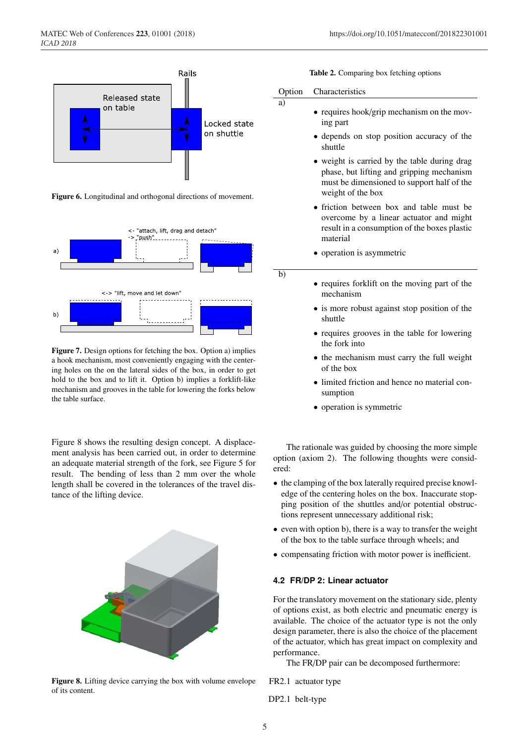Figure 6. Longitudinal and orthogonal directions of movement.

Figure 7. Design options for fetching the box. Option a) implies a hook mechanism, most conveniently engaging with the centering holes on the on the lateral sides of the box, in order to get hold to the box and to lift it. Option b) implies a forklift-like mechanism and grooves in the table for lowering the forks below the table surface.

Figure 8 shows the resulting design concept. A displacement analysis has been carried out, in order to determine an adequate material strength of the fork, see Figure 5 for result. The bending of less than 2 mm over the whole length shall be covered in the tolerances of the travel distance of the lifting device.

Figure 8. Lifting device carrying the box with volume envelope of its content.

**Table 2.** Comparing box fetching options

| Option | Characteristics |
|---|---|
| a) | • requires hook/grip mechanism on the moving part<br>• depends on stop position accuracy of the shuttle<br>• weight is carried by the table during drag phase, but lifting and gripping mechanism must be dimensioned to support half of the weight of the box<br>• friction between box and table must be overcome by a linear actuator and might result in a consumption of the boxes plastic material<br>• operation is asymmetric |
| b) | • requires forklift on the moving part of the mechanism<br>• is more robust against stop position of the shuttle<br>• requires grooves in the table for lowering the fork into<br>• the mechanism must carry the full weight of the box<br>• limited friction and hence no material consumption<br>• operation is symmetric |

The rationale was guided by choosing the more simple option (axiom 2). The following thoughts were considered:

- the clamping of the box laterally required precise knowledge of the centering holes on the box. Inaccurate stopping position of the shuttles and/or potential obstructions represent unnecessary additional risk;
- even with option b), there is a way to transfer the weight of the box to the table surface through wheels; and
- compensating friction with motor power is inefficient.

### 4.2 FR/DP 2: Linear actuator

For the translatory movement on the stationary side, plenty of options exist, as both electric and pneumatic energy is available. The choice of the actuator type is not the only design parameter, there is also the choice of the placement of the actuator, which has great impact on complexity and performance.

The FR/DP pair can be decomposed furthermore:

FR2.1 actuator type

DP2.1 belt-type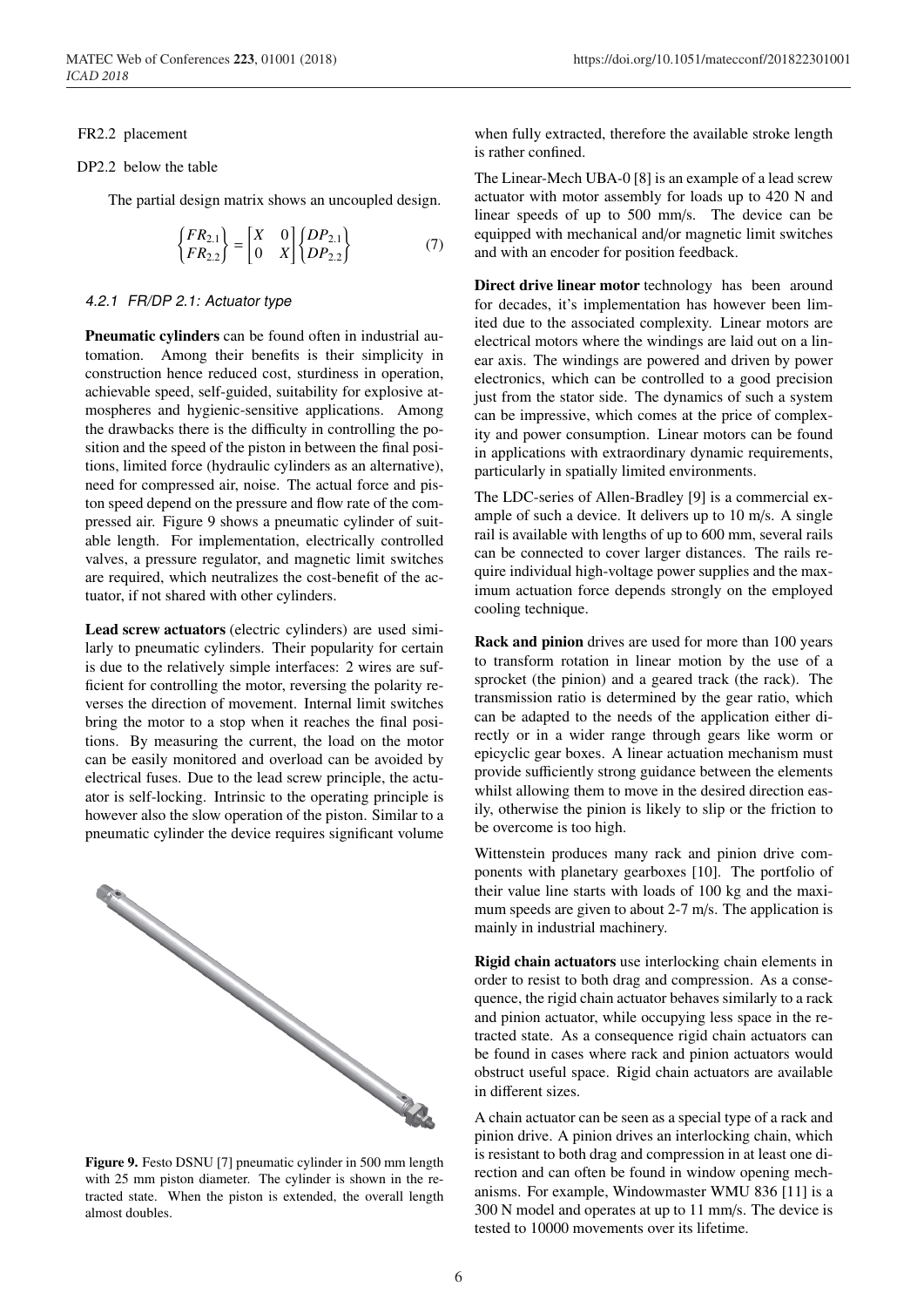FR2.2 placement

DP2.2 below the table

The partial design matrix shows an uncoupled design.

$$\begin{Bmatrix} FR_{2.1} \\ FR_{2.2} \end{Bmatrix} = \begin{bmatrix} X & 0 \\ 0 & X \end{bmatrix} \begin{Bmatrix} DP_{2.1} \\ DP_{2.2} \end{Bmatrix} \tag{7}$$

#### 4.2.1 FR/DP 2.1: Actuator type

**Pneumatic cylinders** can be found often in industrial automation. Among their benefits is their simplicity in construction hence reduced cost, sturdiness in operation, achievable speed, self-guided, suitability for explosive atmospheres and hygienic-sensitive applications. Among the drawbacks there is the difficulty in controlling the position and the speed of the piston in between the final positions, limited force (hydraulic cylinders as an alternative), need for compressed air, noise. The actual force and piston speed depend on the pressure and flow rate of the compressed air. Figure 9 shows a pneumatic cylinder of suitable length. For implementation, electrically controlled valves, a pressure regulator, and magnetic limit switches are required, which neutralizes the cost-benefit of the actuator, if not shared with other cylinders.

**Lead screw actuators** (electric cylinders) are used similarly to pneumatic cylinders. Their popularity for certain is due to the relatively simple interfaces: 2 wires are sufficient for controlling the motor, reversing the polarity reverses the direction of movement. Internal limit switches bring the motor to a stop when it reaches the final positions. By measuring the current, the load on the motor can be easily monitored and overload can be avoided by electrical fuses. Due to the lead screw principle, the actuator is self-locking. Intrinsic to the operating principle is however also the slow operation of the piston. Similar to a pneumatic cylinder the device requires significant volume when fully extracted, therefore the available stroke length is rather confined.

**Figure 9.** Festo DSNU [7] pneumatic cylinder in 500 mm length with 25 mm piston diameter. The cylinder is shown in the retracted state. When the piston is extended, the overall length almost doubles.

The Linear-Mech UBA-0 [8] is an example of a lead screw actuator with motor assembly for loads up to 420 N and linear speeds of up to 500 mm/s. The device can be equipped with mechanical and/or magnetic limit switches and with an encoder for position feedback.

**Direct drive linear motor** technology has been around for decades, it's implementation has however been limited due to the associated complexity. Linear motors are electrical motors where the windings are laid out on a linear axis. The windings are powered and driven by power electronics, which can be controlled to a good precision just from the stator side. The dynamics of such a system can be impressive, which comes at the price of complexity and power consumption. Linear motors can be found in applications with extraordinary dynamic requirements, particularly in spatially limited environments.

The LDC-series of Allen-Bradley [9] is a commercial example of such a device. It delivers up to 10 m/s. A single rail is available with lengths of up to 600 mm, several rails can be connected to cover larger distances. The rails require individual high-voltage power supplies and the maximum actuation force depends strongly on the employed cooling technique.

**Rack and pinion** drives are used for more than 100 years to transform rotation in linear motion by the use of a sprocket (the pinion) and a geared track (the rack). The transmission ratio is determined by the gear ratio, which can be adapted to the needs of the application either directly or in a wider range through gears like worm or epicyclic gear boxes. A linear actuation mechanism must provide sufficiently strong guidance between the elements whilst allowing them to move in the desired direction easily, otherwise the pinion is likely to slip or the friction to be overcome is too high.

Wittenstein produces many rack and pinion drive components with planetary gearboxes [10]. The portfolio of their value line starts with loads of 100 kg and the maximum speeds are given to about 2-7 m/s. The application is mainly in industrial machinery.

**Rigid chain actuators** use interlocking chain elements in order to resist to both drag and compression. As a consequence, the rigid chain actuator behaves similarly to a rack and pinion actuator, while occupying less space in the retracted state. As a consequence rigid chain actuators can be found in cases where rack and pinion actuators would obstruct useful space. Rigid chain actuators are available in different sizes.

A chain actuator can be seen as a special type of a rack and pinion drive. A pinion drives an interlocking chain, which is resistant to both drag and compression in at least one direction and can often be found in window opening mechanisms. For example, Windowmaster WMU 836 [11] is a 300 N model and operates at up to 11 mm/s. The device is tested to 10000 movements over its lifetime.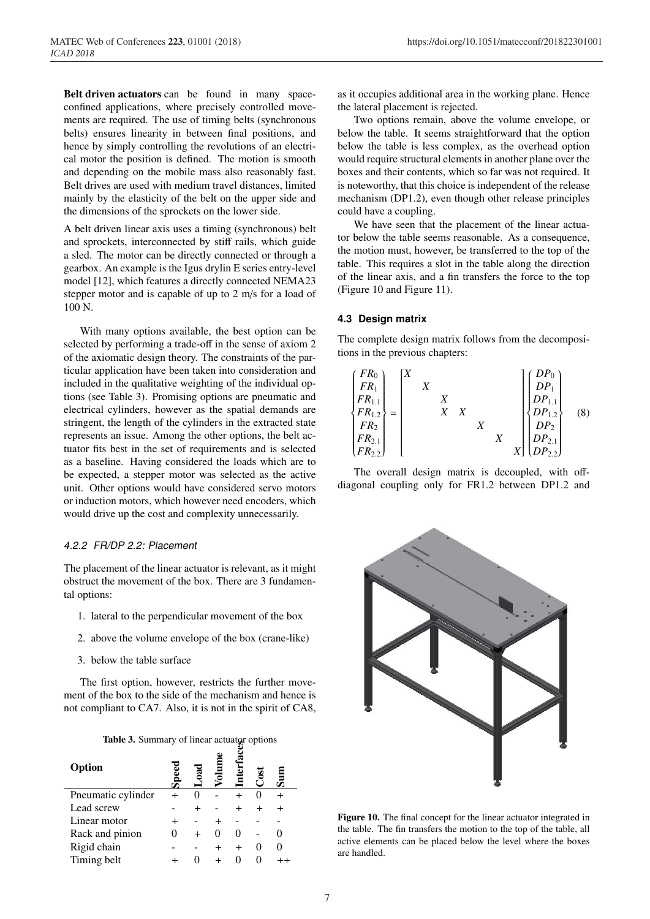**Belt driven actuators** can be found in many space-confined applications, where precisely controlled movements are required. The use of timing belts (synchronous belts) ensures linearity in between final positions, and hence by simply controlling the revolutions of an electrical motor the position is defined. The motion is smooth and depending on the mobile mass also reasonably fast. Belt drives are used with medium travel distances, limited mainly by the elasticity of the belt on the upper side and the dimensions of the sprockets on the lower side.

A belt driven linear axis uses a timing (synchronous) belt and sprockets, interconnected by stiff rails, which guide a sled. The motor can be directly connected or through a gearbox. An example is the Igus drylin E series entry-level model [12], which features a directly connected NEMA23 stepper motor and is capable of up to 2 m/s for a load of 100 N.

With many options available, the best option can be selected by performing a trade-off in the sense of axiom 2 of the axiomatic design theory. The constraints of the particular application have been taken into consideration and included in the qualitative weighting of the individual options (see Table 3). Promising options are pneumatic and electrical cylinders, however as the spatial demands are stringent, the length of the cylinders in the extracted state represents an issue. Among the other options, the belt actuator fits best in the set of requirements and is selected as a baseline. Having considered the loads which are to be expected, a stepper motor was selected as the active unit. Other options would have considered servo motors or induction motors, which however need encoders, which would drive up the cost and complexity unnecessarily.

#### 4.2.2 FR/DP 2.2: Placement

The placement of the linear actuator is relevant, as it might obstruct the movement of the box. There are 3 fundamental options:

1. lateral to the perpendicular movement of the box
2. above the volume envelope of the box (crane-like)
3. below the table surface

The first option, however, restricts the further movement of the box to the side of the mechanism and hence is not compliant to CA7. Also, it is not in the spirit of CA8, as it occupies additional area in the working plane. Hence the lateral placement is rejected.

Two options remain, above the volume envelope, or below the table. It seems straightforward that the option below the table is less complex, as the overhead option would require structural elements in another plane over the boxes and their contents, which so far was not required. It is noteworthy, that this choice is independent of the release mechanism (DP1.2), even though other release principles could have a coupling.

We have seen that the placement of the linear actuator below the table seems reasonable. As a consequence, the motion must, however, be transferred to the top of the table. This requires a slot in the table along the direction of the linear axis, and a fin transfers the force to the top (Figure 10 and Figure 11).

**Table 3.** Summary of linear actuator options

| Option | Speed | Load | Volume | Interfaces | Cost | Sum |
|---|---|---|---|---|---|---|
| Pneumatic cylinder | + | 0 | - | + | 0 | + |
| Lead screw | - | + | - | + | + | + |
| Linear motor | + | - | + | - | - | - |
| Rack and pinion | 0 | + | 0 | 0 | - | 0 |
| Rigid chain | - | - | + | + | 0 | 0 |
| Timing belt | + | 0 | + | 0 | 0 | ++ |

### 4.3 Design matrix

The complete design matrix follows from the decompositions in the previous chapters:

$$\begin{Bmatrix} FR_0 \\ FR_1 \\ FR_{1.1} \\ FR_{1.2} \\ FR_2 \\ FR_{2.1} \\ FR_{2.2} \end{Bmatrix} = \begin{bmatrix} X & & & & & & \\ & X & & & & & \\ & & X & & & & \\ & & X & X & & & \\ & & & & X & & \\ & & & & & X & \\ & & & & & & X \end{bmatrix} \begin{Bmatrix} DP_0 \\ DP_1 \\ DP_{1.1} \\ DP_{1.2} \\ DP_2 \\ DP_{2.1} \\ DP_{2.2} \end{Bmatrix} \quad (8)$$

The overall design matrix is decoupled, with off-diagonal coupling only for FR1.2 between DP1.2 and

**Figure 10.** The final concept for the linear actuator integrated in the table. The fin transfers the motion to the top of the table, all active elements can be placed below the level where the boxes are handled.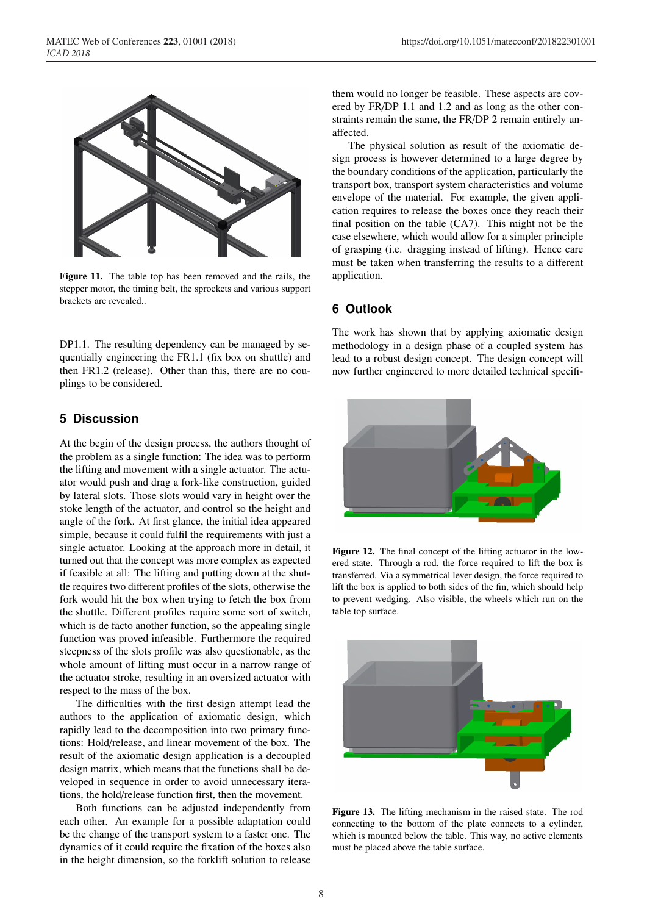Figure 11. The table top has been removed and the rails, the stepper motor, the timing belt, the sprockets and various support brackets are revealed..

DP1.1. The resulting dependency can be managed by sequentially engineering the FR1.1 (fix box on shuttle) and then FR1.2 (release). Other than this, there are no couplings to be considered.

## 5 Discussion

At the begin of the design process, the authors thought of the problem as a single function: The idea was to perform the lifting and movement with a single actuator. The actuator would push and drag a fork-like construction, guided by lateral slots. Those slots would vary in height over the stoke length of the actuator, and control so the height and angle of the fork. At first glance, the initial idea appeared simple, because it could fulfil the requirements with just a single actuator. Looking at the approach more in detail, it turned out that the concept was more complex as expected if feasible at all: The lifting and putting down at the shuttle requires two different profiles of the slots, otherwise the fork would hit the box when trying to fetch the box from the shuttle. Different profiles require some sort of switch, which is de facto another function, so the appealing single function was proved infeasible. Furthermore the required steepness of the slots profile was also questionable, as the whole amount of lifting must occur in a narrow range of the actuator stroke, resulting in an oversized actuator with respect to the mass of the box.

The difficulties with the first design attempt lead the authors to the application of axiomatic design, which rapidly lead to the decomposition into two primary functions: Hold/release, and linear movement of the box. The result of the axiomatic design application is a decoupled design matrix, which means that the functions shall be developed in sequence in order to avoid unnecessary iterations, the hold/release function first, then the movement.

Both functions can be adjusted independently from each other. An example for a possible adaptation could be the change of the transport system to a faster one. The dynamics of it could require the fixation of the boxes also in the height dimension, so the forklift solution to release them would no longer be feasible. These aspects are covered by FR/DP 1.1 and 1.2 and as long as the other constraints remain the same, the FR/DP 2 remain entirely unaffected.

The physical solution as result of the axiomatic design process is however determined to a large degree by the boundary conditions of the application, particularly the transport box, transport system characteristics and volume envelope of the material. For example, the given application requires to release the boxes once they reach their final position on the table (CA7). This might not be the case elsewhere, which would allow for a simpler principle of grasping (i.e. dragging instead of lifting). Hence care must be taken when transferring the results to a different application.

## 6 Outlook

The work has shown that by applying axiomatic design methodology in a design phase of a coupled system has lead to a robust design concept. The design concept will now further engineered to more detailed technical specifi-

Figure 12. The final concept of the lifting actuator in the lowered state. Through a rod, the force required to lift the box is transferred. Via a symmetrical lever design, the force required to lift the box is applied to both sides of the fin, which should help to prevent wedging. Also visible, the wheels which run on the table top surface.

Figure 13. The lifting mechanism in the raised state. The rod connecting to the bottom of the plate connects to a cylinder, which is mounted below the table. This way, no active elements must be placed above the table surface.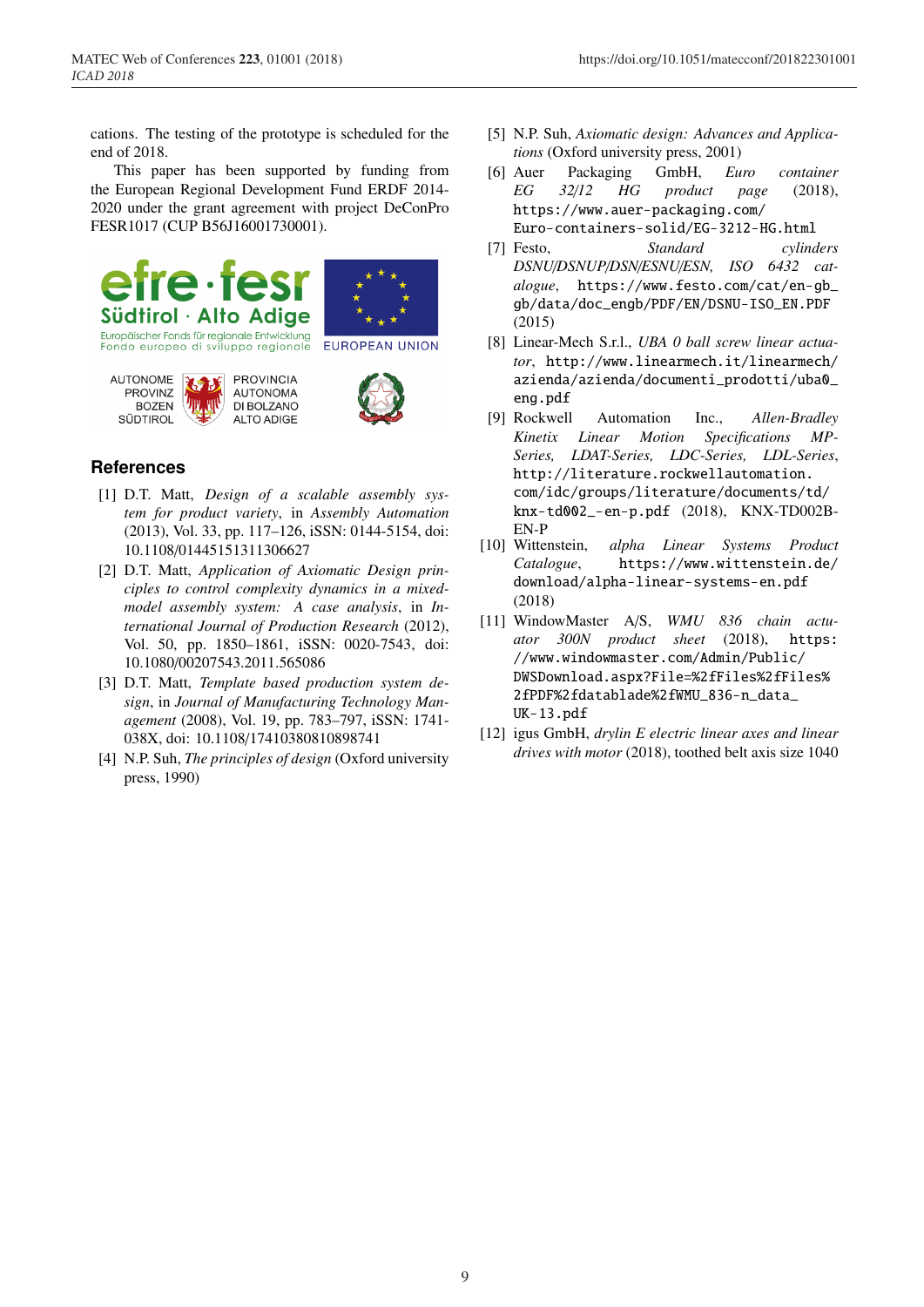cations. The testing of the prototype is scheduled for the end of 2018.

This paper has been supported by funding from the European Regional Development Fund ERDF 2014-2020 under the grant agreement with project DeConPro FESR1017 (CUP B56J16001730001).

efre · fesr
Südtirol · Alto Adige
Europäischer Fonds für regionale Entwicklung
Fondo europeo di sviluppo regionale

EUROPEAN UNION

AUTONOME PROVINZ BOZEN SÜDTIROL

PROVINCIA AUTONOMA DI BOLZANO ALTO ADIGE

## References

[1] D.T. Matt, *Design of a scalable assembly system for product variety*, in *Assembly Automation* (2013), Vol. 33, pp. 117–126, iSSN: 0144-5154, doi: 10.1108/01445151311306627

[2] D.T. Matt, *Application of Axiomatic Design principles to control complexity dynamics in a mixed-model assembly system: A case analysis*, in *International Journal of Production Research* (2012), Vol. 50, pp. 1850–1861, iSSN: 0020-7543, doi: 10.1080/00207543.2011.565086

[3] D.T. Matt, *Template based production system design*, in *Journal of Manufacturing Technology Management* (2008), Vol. 19, pp. 783–797, iSSN: 1741-038X, doi: 10.1108/17410380810898741

[4] N.P. Suh, *The principles of design* (Oxford university press, 1990)

[5] N.P. Suh, *Axiomatic design: Advances and Applications* (Oxford university press, 2001)

[6] Auer Packaging GmbH, *Euro container EG 32/12 HG product page* (2018), https://www.auer-packaging.com/Euro-containers-solid/EG-3212-HG.html

[7] Festo, *Standard cylinders DSNU/DSNUP/DSN/ESNU/ESN, ISO 6432 catalogue*, https://www.festo.com/cat/en-gb_gb/data/doc_engb/PDF/EN/DSNU-ISO_EN.PDF (2015)

[8] Linear-Mech S.r.l., *UBA 0 ball screw linear actuator*, http://www.linearmech.it/linearmech/azienda/azienda/documenti_prodotti/uba0_eng.pdf

[9] Rockwell Automation Inc., *Allen-Bradley Kinetix Linear Motion Specifications MP-Series, LDAT-Series, LDC-Series, LDL-Series*, http://literature.rockwellautomation.com/idc/groups/literature/documents/td/knx-td002_-en-p.pdf (2018), KNX-TD002B-EN-P

[10] Wittenstein, *alpha Linear Systems Product Catalogue*, https://www.wittenstein.de/download/alpha-linear-systems-en.pdf (2018)

[11] WindowMaster A/S, *WMU 836 chain actuator 300N product sheet* (2018), https://www.windowmaster.com/Admin/Public/DWSDownload.aspx?File=%2fFiles%2fFiles%2fPDF%2fdatablade%2fWMU_836-n_data_UK-13.pdf

[12] igus GmbH, *drylin E electric linear axes and linear drives with motor* (2018), toothed belt axis size 1040